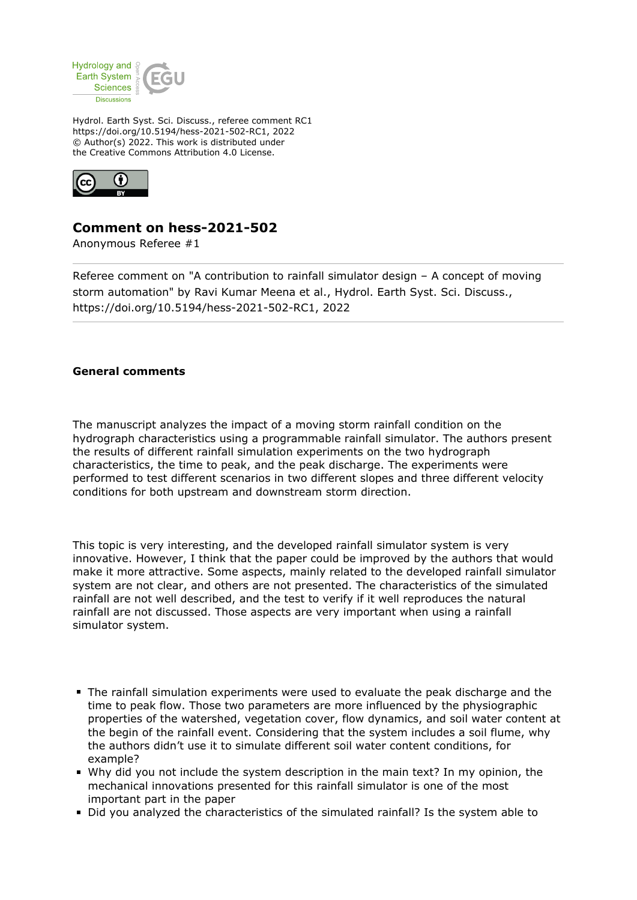Hydrol. Earth Syst. Sci. Discuss., referee comment RC1
https://doi.org/10.5194/hess-2021-502-RC1, 2022
© Author(s) 2022. This work is distributed under
the Creative Commons Attribution 4.0 License.

## Comment on hess-2021-502

Anonymous Referee #1

Referee comment on "A contribution to rainfall simulator design – A concept of moving storm automation" by Ravi Kumar Meena et al., Hydrol. Earth Syst. Sci. Discuss., https://doi.org/10.5194/hess-2021-502-RC1, 2022

### General comments

The manuscript analyzes the impact of a moving storm rainfall condition on the hydrograph characteristics using a programmable rainfall simulator. The authors present the results of different rainfall simulation experiments on the two hydrograph characteristics, the time to peak, and the peak discharge. The experiments were performed to test different scenarios in two different slopes and three different velocity conditions for both upstream and downstream storm direction.

This topic is very interesting, and the developed rainfall simulator system is very innovative. However, I think that the paper could be improved by the authors that would make it more attractive. Some aspects, mainly related to the developed rainfall simulator system are not clear, and others are not presented. The characteristics of the simulated rainfall are not well described, and the test to verify if it well reproduces the natural rainfall are not discussed. Those aspects are very important when using a rainfall simulator system.

- The rainfall simulation experiments were used to evaluate the peak discharge and the time to peak flow. Those two parameters are more influenced by the physiographic properties of the watershed, vegetation cover, flow dynamics, and soil water content at the begin of the rainfall event. Considering that the system includes a soil flume, why the authors didn't use it to simulate different soil water content conditions, for example?
- Why did you not include the system description in the main text? In my opinion, the mechanical innovations presented for this rainfall simulator is one of the most important part in the paper
- Did you analyzed the characteristics of the simulated rainfall? Is the system able to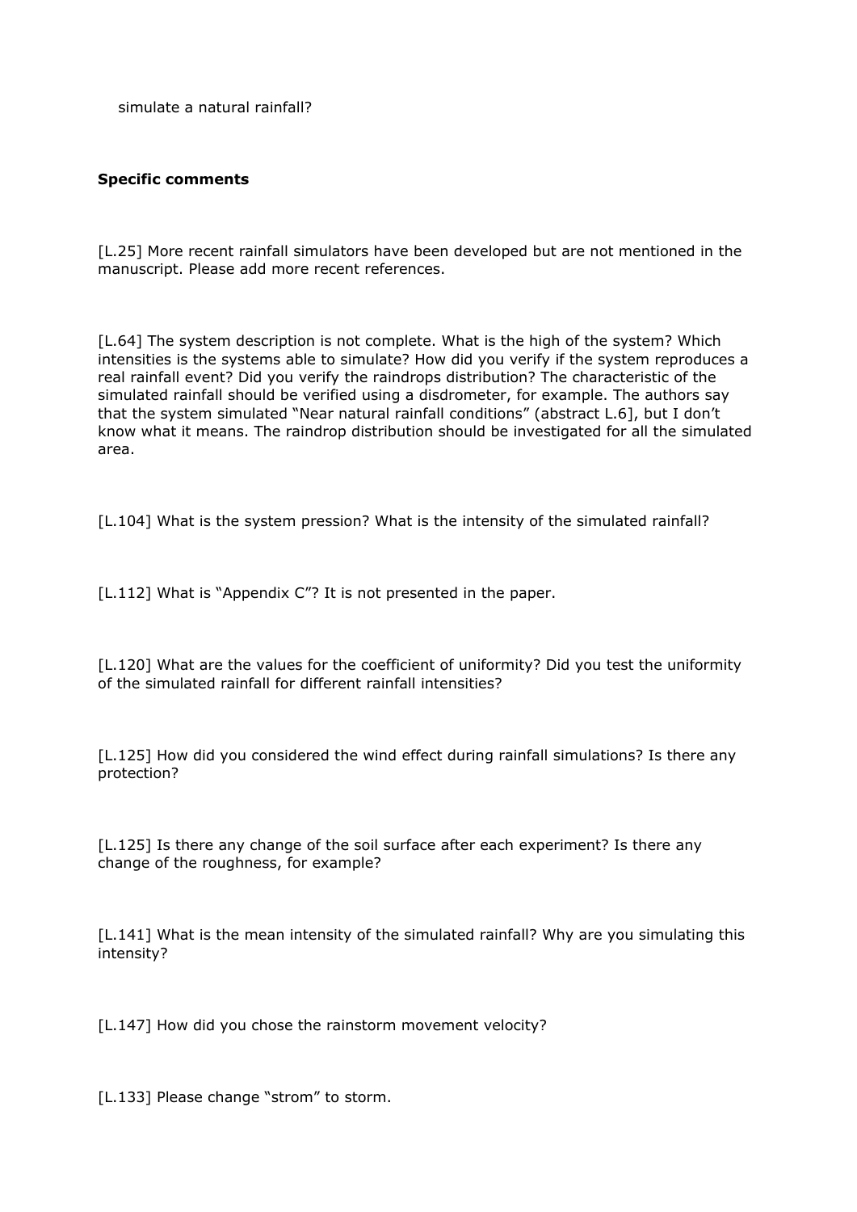simulate a natural rainfall?

**Specific comments**

[L.25] More recent rainfall simulators have been developed but are not mentioned in the manuscript. Please add more recent references.

[L.64] The system description is not complete. What is the high of the system? Which intensities is the systems able to simulate? How did you verify if the system reproduces a real rainfall event? Did you verify the raindrops distribution? The characteristic of the simulated rainfall should be verified using a disdrometer, for example. The authors say that the system simulated "Near natural rainfall conditions" (abstract L.6], but I don't know what it means. The raindrop distribution should be investigated for all the simulated area.

[L.104] What is the system pression? What is the intensity of the simulated rainfall?

[L.112] What is "Appendix C"? It is not presented in the paper.

[L.120] What are the values for the coefficient of uniformity? Did you test the uniformity of the simulated rainfall for different rainfall intensities?

[L.125] How did you considered the wind effect during rainfall simulations? Is there any protection?

[L.125] Is there any change of the soil surface after each experiment? Is there any change of the roughness, for example?

[L.141] What is the mean intensity of the simulated rainfall? Why are you simulating this intensity?

[L.147] How did you chose the rainstorm movement velocity?

[L.133] Please change "strom" to storm.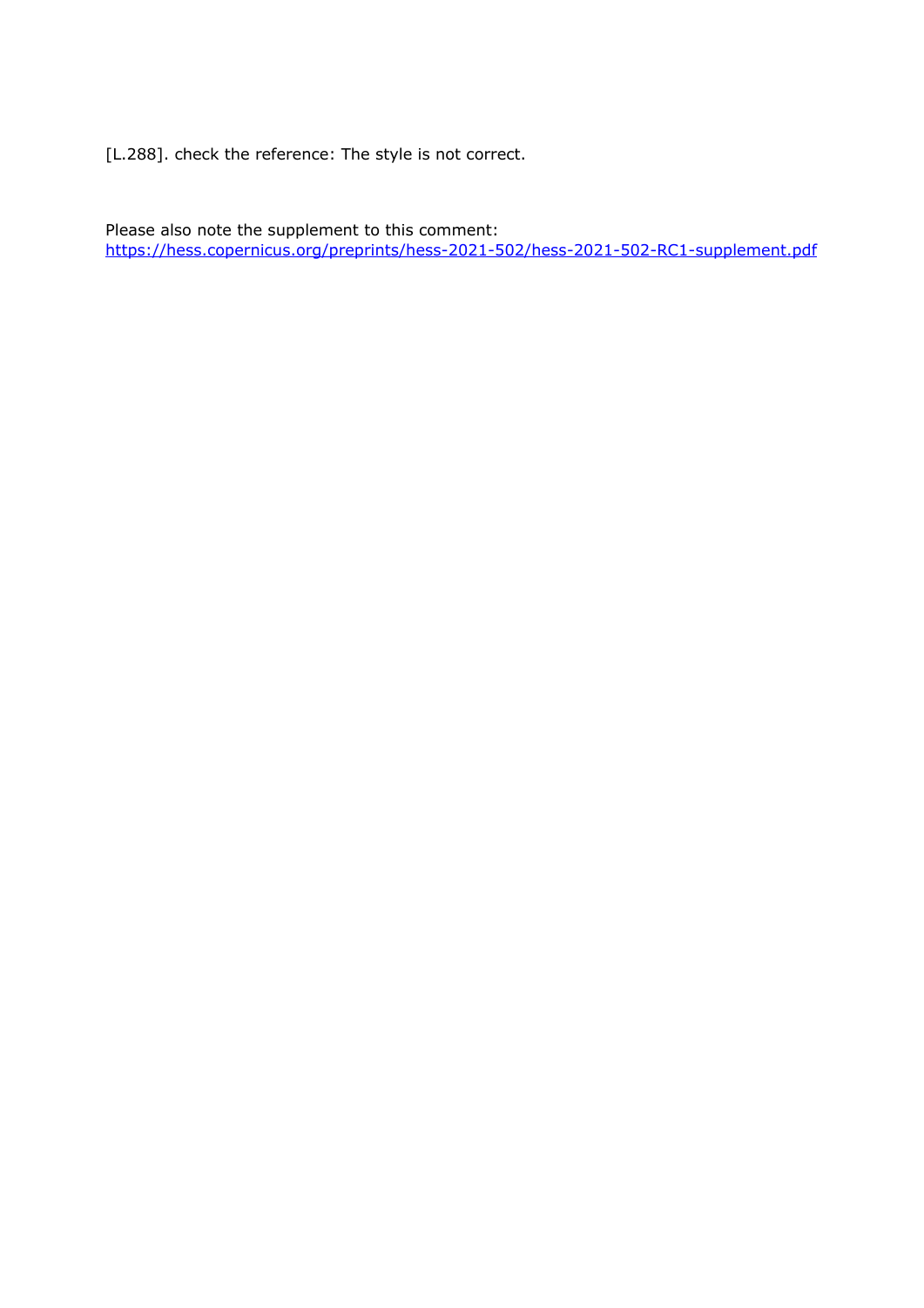[L.288]. check the reference: The style is not correct.

Please also note the supplement to this comment:
https://hess.copernicus.org/preprints/hess-2021-502/hess-2021-502-RC1-supplement.pdf